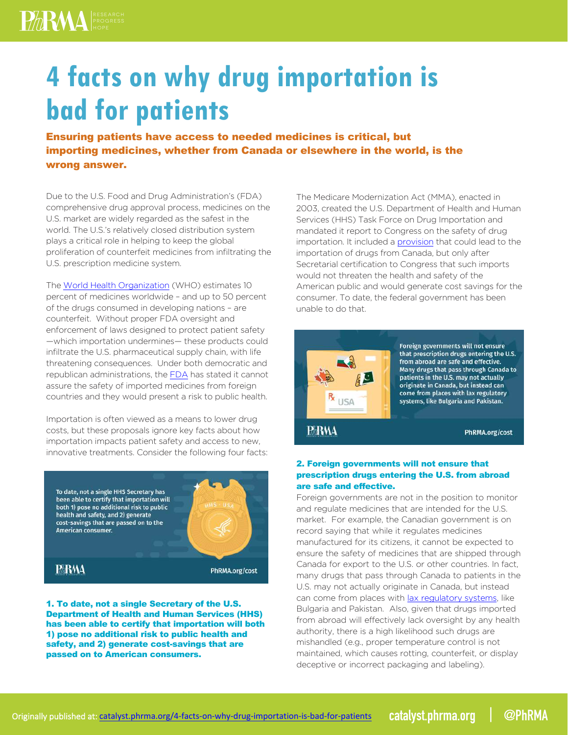# 4 facts on why drug importation is bad for patients

**Ensuring patients have access to needed medicines is critical, but importing medicines, whether from Canada or elsewhere in the world, is the wrong answer.**

Due to the U.S. Food and Drug Administration's (FDA) comprehensive drug approval process, medicines on the U.S. market are widely regarded as the safest in the world. The U.S.'s relatively closed distribution system plays a critical role in helping to keep the global proliferation of counterfeit medicines from infiltrating the U.S. prescription medicine system.

The World Health Organization (WHO) estimates 10 percent of medicines worldwide – and up to 50 percent of the drugs consumed in developing nations – are counterfeit. Without proper FDA oversight and enforcement of laws designed to protect patient safety —which importation undermines— these products could infiltrate the U.S. pharmaceutical supply chain, with life threatening consequences. Under both democratic and republican administrations, the FDA has stated it cannot assure the safety of imported medicines from foreign countries and they would present a risk to public health.

Importation is often viewed as a means to lower drug costs, but these proposals ignore key facts about how importation impacts patient safety and access to new, innovative treatments. Consider the following four facts:

To date, not a single HHS Secretary has been able to certify that importation will both 1) pose no additional risk to public health and safety, and 2) generate cost-savings that are passed on to the American consumer.

PhRMA.org/cost

### 1. To date, not a single Secretary of the U.S. Department of Health and Human Services (HHS) has been able to certify that importation will both 1) pose no additional risk to public health and safety, and 2) generate cost-savings that are passed on to American consumers.

The Medicare Modernization Act (MMA), enacted in 2003, created the U.S. Department of Health and Human Services (HHS) Task Force on Drug Importation and mandated it report to Congress on the safety of drug importation. It included a provision that could lead to the importation of drugs from Canada, but only after Secretarial certification to Congress that such imports would not threaten the health and safety of the American public and would generate cost savings for the consumer. To date, the federal government has been unable to do that.

Foreign governments will not ensure that prescription drugs entering the U.S. from abroad are safe and effective. Many drugs that pass through Canada to patients in the U.S. may not actually originate in Canada, but instead can come from places with lax regulatory systems, like Bulgaria and Pakistan.

PhRMA.org/cost

### 2. Foreign governments will not ensure that prescription drugs entering the U.S. from abroad are safe and effective.

Foreign governments are not in the position to monitor and regulate medicines that are intended for the U.S. market. For example, the Canadian government is on record saying that while it regulates medicines manufactured for its citizens, it cannot be expected to ensure the safety of medicines that are shipped through Canada for export to the U.S. or other countries. In fact, many drugs that pass through Canada to patients in the U.S. may not actually originate in Canada, but instead can come from places with lax regulatory systems, like Bulgaria and Pakistan. Also, given that drugs imported from abroad will effectively lack oversight by any health authority, there is a high likelihood such drugs are mishandled (e.g., proper temperature control is not maintained, which causes rotting, counterfeit, or display deceptive or incorrect packaging and labeling).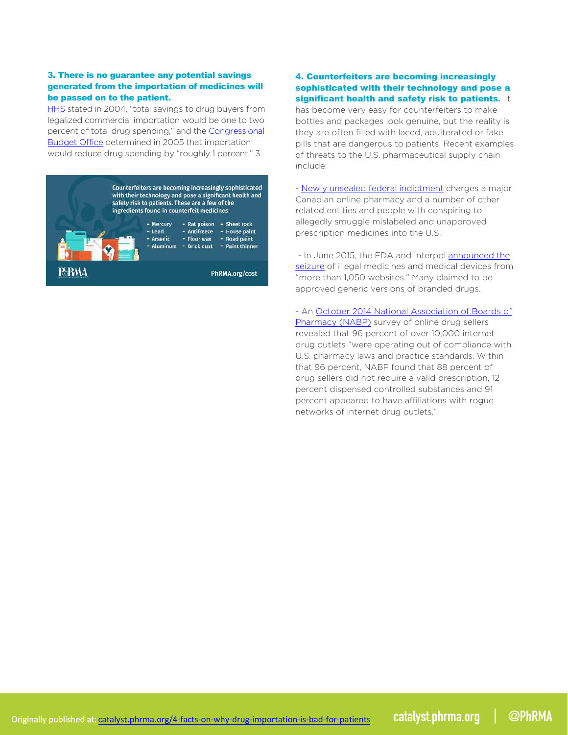**3. There is no guarantee any potential savings generated from the importation of medicines will be passed on to the patient.**

HHS stated in 2004, "total savings to drug buyers from legalized commercial importation would be one to two percent of total drug spending," and the Congressional Budget Office determined in 2005 that importation would reduce drug spending by "roughly 1 percent." 3

Counterfeiters are becoming increasingly sophisticated with their technology and pose a significant health and safety risk to patients. These are a few of the ingredients found in counterfeit medicines:

- Mercury
- Lead
- Arsenic
- Aluminum
- Rat poison
- Antifreeze
- Floor wax
- Brick dust
- Sheet rock
- House paint
- Road paint
- Paint thinner

PhRMA

PhRMA.org/cost

**4. Counterfeiters are becoming increasingly sophisticated with their technology and pose a significant health and safety risk to patients.** It has become very easy for counterfeiters to make bottles and packages look genuine, but the reality is they are often filled with laced, adulterated or fake pills that are dangerous to patients. Recent examples of threats to the U.S. pharmaceutical supply chain include:

- Newly unsealed federal indictment charges a major Canadian online pharmacy and a number of other related entities and people with conspiring to allegedly smuggle mislabeled and unapproved prescription medicines into the U.S.

- In June 2015, the FDA and Interpol announced the seizure of illegal medicines and medical devices from "more than 1,050 websites." Many claimed to be approved generic versions of branded drugs.

- An October 2014 National Association of Boards of Pharmacy (NABP) survey of online drug sellers revealed that 96 percent of over 10,000 internet drug outlets "were operating out of compliance with U.S. pharmacy laws and practice standards. Within that 96 percent, NABP found that 88 percent of drug sellers did not require a valid prescription, 12 percent dispensed controlled substances and 91 percent appeared to have affiliations with rogue networks of internet drug outlets."

Originally published at: catalyst.phrma.org/4-facts-on-why-drug-importation-is-bad-for-patients catalyst.phrma.org | @PhRMA